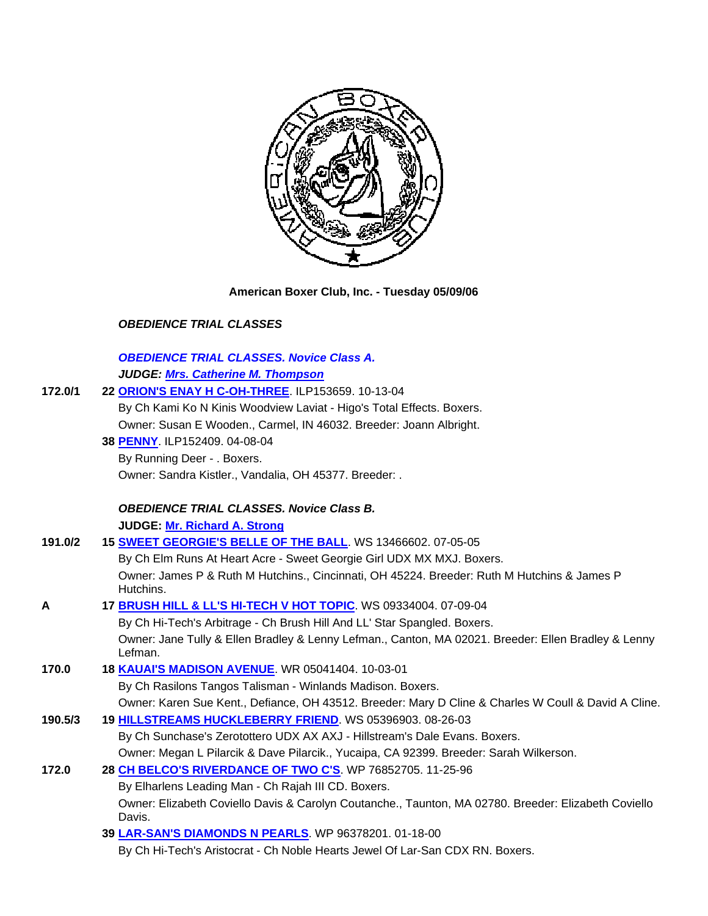**American Boxer Club, Inc. - Tuesday 05/09/06**

***OBEDIENCE TRIAL CLASSES***

***OBEDIENCE TRIAL CLASSES. Novice Class A.***

***JUDGE: Mrs. Catherine M. Thompson***

**172.0/1** **22 ORION'S ENAY H C-OH-THREE**. ILP153659. 10-13-04
By Ch Kami Ko N Kinis Woodview Laviat - Higo's Total Effects. Boxers.
Owner: Susan E Wooden., Carmel, IN 46032. Breeder: Joann Albright.

**38 PENNY**. ILP152409. 04-08-04
By Running Deer - . Boxers.
Owner: Sandra Kistler., Vandalia, OH 45377. Breeder: .

***OBEDIENCE TRIAL CLASSES. Novice Class B.***

**JUDGE: Mr. Richard A. Strong**

**191.0/2** **15 SWEET GEORGIE'S BELLE OF THE BALL**. WS 13466602. 07-05-05
By Ch Elm Runs At Heart Acre - Sweet Georgie Girl UDX MX MXJ. Boxers.
Owner: James P & Ruth M Hutchins., Cincinnati, OH 45224. Breeder: Ruth M Hutchins & James P Hutchins.

**A** **17 BRUSH HILL & LL'S HI-TECH V HOT TOPIC**. WS 09334004. 07-09-04
By Ch Hi-Tech's Arbitrage - Ch Brush Hill And LL' Star Spangled. Boxers.
Owner: Jane Tully & Ellen Bradley & Lenny Lefman., Canton, MA 02021. Breeder: Ellen Bradley & Lenny Lefman.

**170.0** **18 KAUAI'S MADISON AVENUE**. WR 05041404. 10-03-01
By Ch Rasilons Tangos Talisman - Winlands Madison. Boxers.
Owner: Karen Sue Kent., Defiance, OH 43512. Breeder: Mary D Cline & Charles W Coull & David A Cline.

**190.5/3** **19 HILLSTREAMS HUCKLEBERRY FRIEND**. WS 05396903. 08-26-03
By Ch Sunchase's Zerotottero UDX AX AXJ - Hillstream's Dale Evans. Boxers.
Owner: Megan L Pilarcik & Dave Pilarcik., Yucaipa, CA 92399. Breeder: Sarah Wilkerson.

**172.0** **28 CH BELCO'S RIVERDANCE OF TWO C'S**. WP 76852705. 11-25-96
By Elharlens Leading Man - Ch Rajah III CD. Boxers.
Owner: Elizabeth Coviello Davis & Carolyn Coutanche., Taunton, MA 02780. Breeder: Elizabeth Coviello Davis.

**39 LAR-SAN'S DIAMONDS N PEARLS**. WP 96378201. 01-18-00
By Ch Hi-Tech's Aristocrat - Ch Noble Hearts Jewel Of Lar-San CDX RN. Boxers.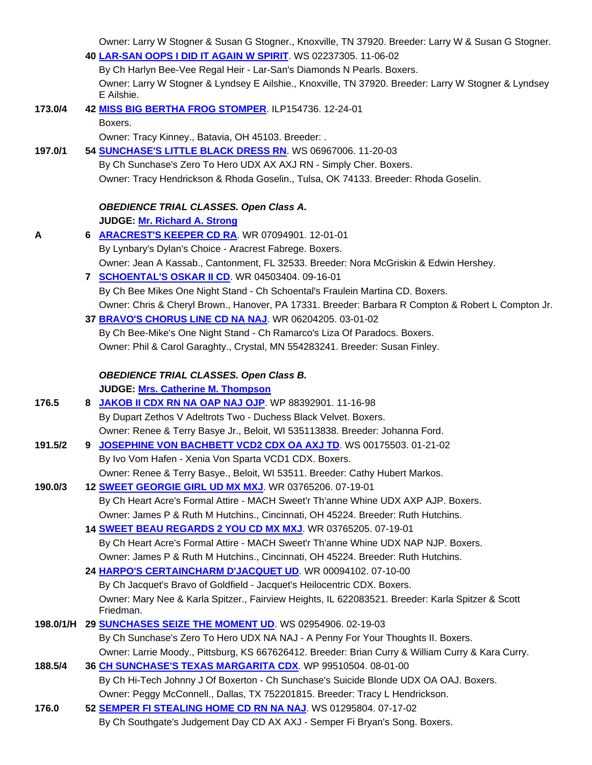Owner: Larry W Stogner & Susan G Stogner., Knoxville, TN 37920. Breeder: Larry W & Susan G Stogner.

**40** **LAR-SAN OOPS I DID IT AGAIN W SPIRIT**. WS 02237305. 11-06-02
By Ch Harlyn Bee-Vee Regal Heir - Lar-San's Diamonds N Pearls. Boxers.
Owner: Larry W Stogner & Lyndsey E Ailshie., Knoxville, TN 37920. Breeder: Larry W Stogner & Lyndsey E Ailshie.

**173.0/4** **42** **MISS BIG BERTHA FROG STOMPER**. ILP154736. 12-24-01
Boxers.
Owner: Tracy Kinney., Batavia, OH 45103. Breeder: .

**197.0/1** **54** **SUNCHASE'S LITTLE BLACK DRESS RN**. WS 06967006. 11-20-03
By Ch Sunchase's Zero To Hero UDX AX AXJ RN - Simply Cher. Boxers.
Owner: Tracy Hendrickson & Rhoda Goselin., Tulsa, OK 74133. Breeder: Rhoda Goselin.

### *OBEDIENCE TRIAL CLASSES. Open Class A.*

**JUDGE: Mr. Richard A. Strong**

**A** **6** **ARACREST'S KEEPER CD RA**. WR 07094901. 12-01-01
By Lynbary's Dylan's Choice - Aracrest Fabrege. Boxers.
Owner: Jean A Kassab., Cantonment, FL 32533. Breeder: Nora McGriskin & Edwin Hershey.

**7** **SCHOENTAL'S OSKAR II CD**. WR 04503404. 09-16-01
By Ch Bee Mikes One Night Stand - Ch Schoental's Fraulein Martina CD. Boxers.
Owner: Chris & Cheryl Brown., Hanover, PA 17331. Breeder: Barbara R Compton & Robert L Compton Jr.

**37** **BRAVO'S CHORUS LINE CD NA NAJ**. WR 06204205. 03-01-02
By Ch Bee-Mike's One Night Stand - Ch Ramarco's Liza Of Paradocs. Boxers.
Owner: Phil & Carol Garaghty., Crystal, MN 554283241. Breeder: Susan Finley.

### *OBEDIENCE TRIAL CLASSES. Open Class B.*

**JUDGE: Mrs. Catherine M. Thompson**

**176.5** **8** **JAKOB II CDX RN NA OAP NAJ OJP**. WP 88392901. 11-16-98
By Dupart Zethos V Adeltrots Two - Duchess Black Velvet. Boxers.
Owner: Renee & Terry Basye Jr., Beloit, WI 535113838. Breeder: Johanna Ford.

**191.5/2** **9** **JOSEPHINE VON BACHBETT VCD2 CDX OA AXJ TD**. WS 00175503. 01-21-02
By Ivo Vom Hafen - Xenia Von Sparta VCD1 CDX. Boxers.
Owner: Renee & Terry Basye., Beloit, WI 53511. Breeder: Cathy Hubert Markos.

**190.0/3** **12** **SWEET GEORGIE GIRL UD MX MXJ**. WR 03765206. 07-19-01
By Ch Heart Acre's Formal Attire - MACH Sweet'r Th'anne Whine UDX AXP AJP. Boxers.
Owner: James P & Ruth M Hutchins., Cincinnati, OH 45224. Breeder: Ruth Hutchins.

**14** **SWEET BEAU REGARDS 2 YOU CD MX MXJ**. WR 03765205. 07-19-01
By Ch Heart Acre's Formal Attire - MACH Sweet'r Th'anne Whine UDX NAP NJP. Boxers.
Owner: James P & Ruth M Hutchins., Cincinnati, OH 45224. Breeder: Ruth Hutchins.

**24** **HARPO'S CERTAINCHARM D'JACQUET UD**. WR 00094102. 07-10-00
By Ch Jacquet's Bravo of Goldfield - Jacquet's Heilocentric CDX. Boxers.
Owner: Mary Nee & Karla Spitzer., Fairview Heights, IL 622083521. Breeder: Karla Spitzer & Scott Friedman.

**198.0/1/H** **29** **SUNCHASES SEIZE THE MOMENT UD**. WS 02954906. 02-19-03
By Ch Sunchase's Zero To Hero UDX NA NAJ - A Penny For Your Thoughts II. Boxers.
Owner: Larrie Moody., Pittsburg, KS 667626412. Breeder: Brian Curry & William Curry & Kara Curry.

**188.5/4** **36** **CH SUNCHASE'S TEXAS MARGARITA CDX**. WP 99510504. 08-01-00
By Ch Hi-Tech Johnny J Of Boxerton - Ch Sunchase's Suicide Blonde UDX OA OAJ. Boxers.
Owner: Peggy McConnell., Dallas, TX 752201815. Breeder: Tracy L Hendrickson.

**176.0** **52** **SEMPER FI STEALING HOME CD RN NA NAJ**. WS 01295804. 07-17-02
By Ch Southgate's Judgement Day CD AX AXJ - Semper Fi Bryan's Song. Boxers.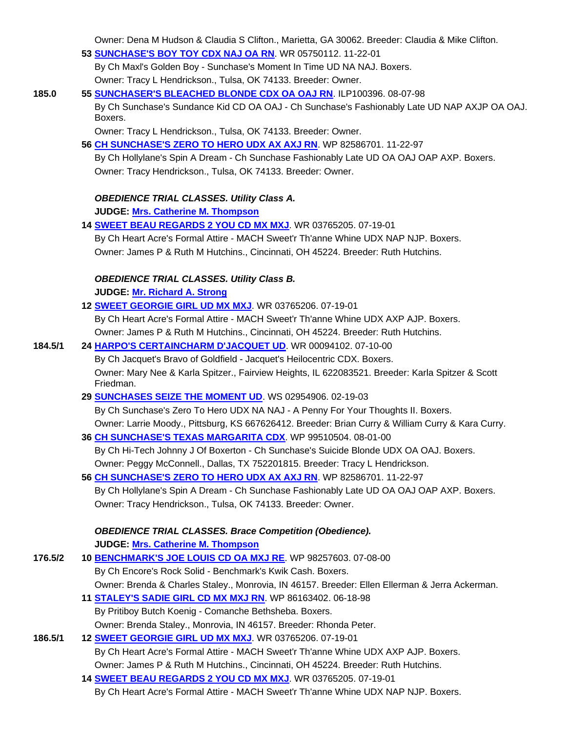Owner: Dena M Hudson & Claudia S Clifton., Marietta, GA 30062. Breeder: Claudia & Mike Clifton.

**53** **SUNCHASE'S BOY TOY CDX NAJ OA RN**. WR 05750112. 11-22-01
By Ch Maxl's Golden Boy - Sunchase's Moment In Time UD NA NAJ. Boxers.
Owner: Tracy L Hendrickson., Tulsa, OK 74133. Breeder: Owner.

185.0 **55** **SUNCHASER'S BLEACHED BLONDE CDX OA OAJ RN**. ILP100396. 08-07-98
By Ch Sunchase's Sundance Kid CD OA OAJ - Ch Sunchase's Fashionably Late UD NAP AXJP OA OAJ. Boxers.
Owner: Tracy L Hendrickson., Tulsa, OK 74133. Breeder: Owner.

**56** **CH SUNCHASE'S ZERO TO HERO UDX AX AXJ RN**. WP 82586701. 11-22-97
By Ch Hollylane's Spin A Dream - Ch Sunchase Fashionably Late UD OA OAJ OAP AXP. Boxers.
Owner: Tracy Hendrickson., Tulsa, OK 74133. Breeder: Owner.

***OBEDIENCE TRIAL CLASSES. Utility Class A.***

**JUDGE: Mrs. Catherine M. Thompson**

**14** **SWEET BEAU REGARDS 2 YOU CD MX MXJ**. WR 03765205. 07-19-01
By Ch Heart Acre's Formal Attire - MACH Sweet'r Th'anne Whine UDX NAP NJP. Boxers.
Owner: James P & Ruth M Hutchins., Cincinnati, OH 45224. Breeder: Ruth Hutchins.

***OBEDIENCE TRIAL CLASSES. Utility Class B.***

**JUDGE: Mr. Richard A. Strong**

**12** **SWEET GEORGIE GIRL UD MX MXJ**. WR 03765206. 07-19-01
By Ch Heart Acre's Formal Attire - MACH Sweet'r Th'anne Whine UDX AXP AJP. Boxers.
Owner: James P & Ruth M Hutchins., Cincinnati, OH 45224. Breeder: Ruth Hutchins.

184.5/1 **24** **HARPO'S CERTAINCHARM D'JACQUET UD**. WR 00094102. 07-10-00
By Ch Jacquet's Bravo of Goldfield - Jacquet's Heilocentric CDX. Boxers.
Owner: Mary Nee & Karla Spitzer., Fairview Heights, IL 622083521. Breeder: Karla Spitzer & Scott Friedman.

**29** **SUNCHASES SEIZE THE MOMENT UD**. WS 02954906. 02-19-03
By Ch Sunchase's Zero To Hero UDX NA NAJ - A Penny For Your Thoughts II. Boxers.
Owner: Larrie Moody., Pittsburg, KS 667626412. Breeder: Brian Curry & William Curry & Kara Curry.

**36** **CH SUNCHASE'S TEXAS MARGARITA CDX**. WP 99510504. 08-01-00
By Ch Hi-Tech Johnny J Of Boxerton - Ch Sunchase's Suicide Blonde UDX OA OAJ. Boxers.
Owner: Peggy McConnell., Dallas, TX 752201815. Breeder: Tracy L Hendrickson.

**56** **CH SUNCHASE'S ZERO TO HERO UDX AX AXJ RN**. WP 82586701. 11-22-97
By Ch Hollylane's Spin A Dream - Ch Sunchase Fashionably Late UD OA OAJ OAP AXP. Boxers.
Owner: Tracy Hendrickson., Tulsa, OK 74133. Breeder: Owner.

***OBEDIENCE TRIAL CLASSES. Brace Competition (Obedience).***

**JUDGE: Mrs. Catherine M. Thompson**

176.5/2 **10** **BENCHMARK'S JOE LOUIS CD OA MXJ RE**. WP 98257603. 07-08-00
By Ch Encore's Rock Solid - Benchmark's Kwik Cash. Boxers.
Owner: Brenda & Charles Staley., Monrovia, IN 46157. Breeder: Ellen Ellerman & Jerra Ackerman.

**11** **STALEY'S SADIE GIRL CD MX MXJ RN**. WP 86163402. 06-18-98
By Pritiboy Butch Koenig - Comanche Bethsheba. Boxers.
Owner: Brenda Staley., Monrovia, IN 46157. Breeder: Rhonda Peter.

186.5/1 **12** **SWEET GEORGIE GIRL UD MX MXJ**. WR 03765206. 07-19-01
By Ch Heart Acre's Formal Attire - MACH Sweet'r Th'anne Whine UDX AXP AJP. Boxers.
Owner: James P & Ruth M Hutchins., Cincinnati, OH 45224. Breeder: Ruth Hutchins.

**14** **SWEET BEAU REGARDS 2 YOU CD MX MXJ**. WR 03765205. 07-19-01
By Ch Heart Acre's Formal Attire - MACH Sweet'r Th'anne Whine UDX NAP NJP. Boxers.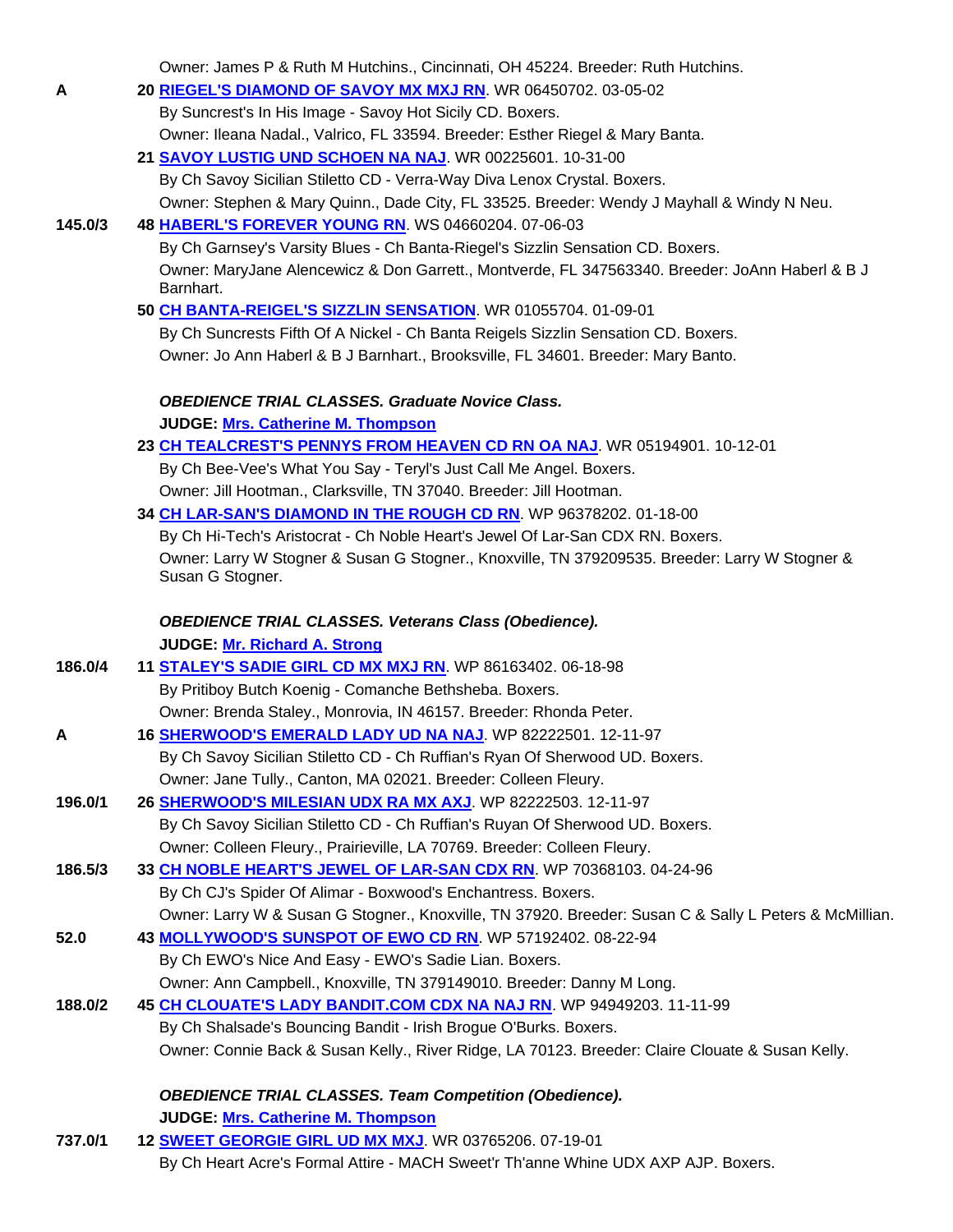Owner: James P & Ruth M Hutchins., Cincinnati, OH 45224. Breeder: Ruth Hutchins.

A — **20 RIEGEL'S DIAMOND OF SAVOY MX MXJ RN**. WR 06450702. 03-05-02
By Suncrest's In His Image - Savoy Hot Sicily CD. Boxers.
Owner: Ileana Nadal., Valrico, FL 33594. Breeder: Esther Riegel & Mary Banta.

**21 SAVOY LUSTIG UND SCHOEN NA NAJ**. WR 00225601. 10-31-00
By Ch Savoy Sicilian Stiletto CD - Verra-Way Diva Lenox Crystal. Boxers.
Owner: Stephen & Mary Quinn., Dade City, FL 33525. Breeder: Wendy J Mayhall & Windy N Neu.

145.0/3 — **48 HABERL'S FOREVER YOUNG RN**. WS 04660204. 07-06-03
By Ch Garnsey's Varsity Blues - Ch Banta-Riegel's Sizzlin Sensation CD. Boxers.
Owner: MaryJane Alencewicz & Don Garrett., Montverde, FL 347563340. Breeder: JoAnn Haberl & B J Barnhart.

**50 CH BANTA-REIGEL'S SIZZLIN SENSATION**. WR 01055704. 01-09-01
By Ch Suncrests Fifth Of A Nickel - Ch Banta Reigels Sizzlin Sensation CD. Boxers.
Owner: Jo Ann Haberl & B J Barnhart., Brooksville, FL 34601. Breeder: Mary Banto.

***OBEDIENCE TRIAL CLASSES. Graduate Novice Class.***

**JUDGE: Mrs. Catherine M. Thompson**

**23 CH TEALCREST'S PENNYS FROM HEAVEN CD RN OA NAJ**. WR 05194901. 10-12-01
By Ch Bee-Vee's What You Say - Teryl's Just Call Me Angel. Boxers.
Owner: Jill Hootman., Clarksville, TN 37040. Breeder: Jill Hootman.

**34 CH LAR-SAN'S DIAMOND IN THE ROUGH CD RN**. WP 96378202. 01-18-00
By Ch Hi-Tech's Aristocrat - Ch Noble Heart's Jewel Of Lar-San CDX RN. Boxers.
Owner: Larry W Stogner & Susan G Stogner., Knoxville, TN 379209535. Breeder: Larry W Stogner & Susan G Stogner.

***OBEDIENCE TRIAL CLASSES. Veterans Class (Obedience).***

**JUDGE: Mr. Richard A. Strong**

186.0/4 — **11 STALEY'S SADIE GIRL CD MX MXJ RN**. WP 86163402. 06-18-98
By Pritiboy Butch Koenig - Comanche Bethsheba. Boxers.
Owner: Brenda Staley., Monrovia, IN 46157. Breeder: Rhonda Peter.

A — **16 SHERWOOD'S EMERALD LADY UD NA NAJ**. WP 82222501. 12-11-97
By Ch Savoy Sicilian Stiletto CD - Ch Ruffian's Ryan Of Sherwood UD. Boxers.
Owner: Jane Tully., Canton, MA 02021. Breeder: Colleen Fleury.

196.0/1 — **26 SHERWOOD'S MILESIAN UDX RA MX AXJ**. WP 82222503. 12-11-97
By Ch Savoy Sicilian Stiletto CD - Ch Ruffian's Ruyan Of Sherwood UD. Boxers.
Owner: Colleen Fleury., Prairieville, LA 70769. Breeder: Colleen Fleury.

186.5/3 — **33 CH NOBLE HEART'S JEWEL OF LAR-SAN CDX RN**. WP 70368103. 04-24-96
By Ch CJ's Spider Of Alimar - Boxwood's Enchantress. Boxers.
Owner: Larry W & Susan G Stogner., Knoxville, TN 37920. Breeder: Susan C & Sally L Peters & McMillian.

52.0 — **43 MOLLYWOOD'S SUNSPOT OF EWO CD RN**. WP 57192402. 08-22-94
By Ch EWO's Nice And Easy - EWO's Sadie Lian. Boxers.
Owner: Ann Campbell., Knoxville, TN 379149010. Breeder: Danny M Long.

188.0/2 — **45 CH CLOUATE'S LADY BANDIT.COM CDX NA NAJ RN**. WP 94949203. 11-11-99
By Ch Shalsade's Bouncing Bandit - Irish Brogue O'Burks. Boxers.
Owner: Connie Back & Susan Kelly., River Ridge, LA 70123. Breeder: Claire Clouate & Susan Kelly.

***OBEDIENCE TRIAL CLASSES. Team Competition (Obedience).***

**JUDGE: Mrs. Catherine M. Thompson**

737.0/1 — **12 SWEET GEORGIE GIRL UD MX MXJ**. WR 03765206. 07-19-01
By Ch Heart Acre's Formal Attire - MACH Sweet'r Th'anne Whine UDX AXP AJP. Boxers.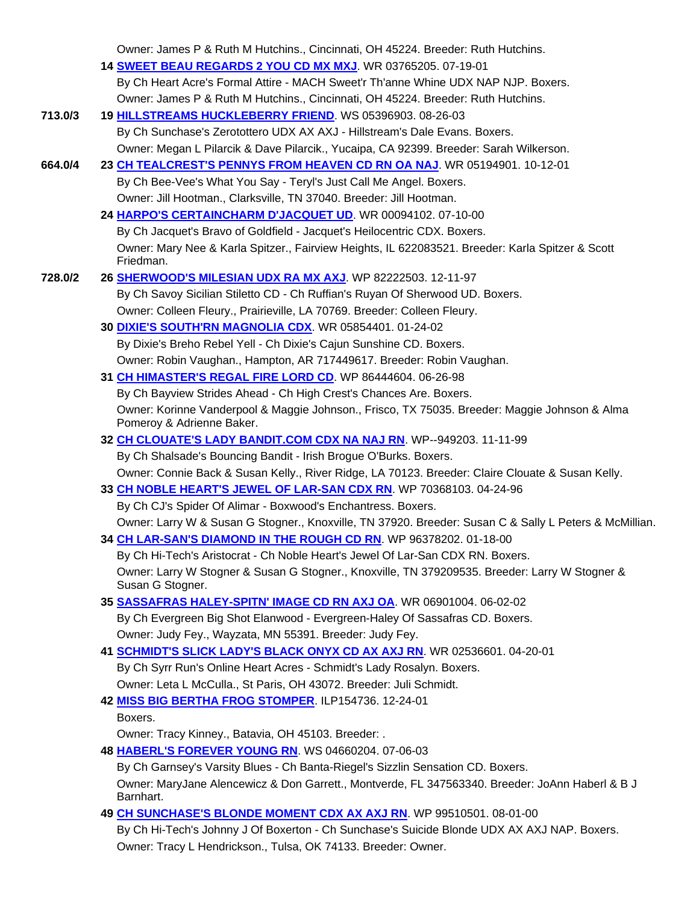Owner: James P & Ruth M Hutchins., Cincinnati, OH 45224. Breeder: Ruth Hutchins.

**14** **SWEET BEAU REGARDS 2 YOU CD MX MXJ**. WR 03765205. 07-19-01
By Ch Heart Acre's Formal Attire - MACH Sweet'r Th'anne Whine UDX NAP NJP. Boxers.
Owner: James P & Ruth M Hutchins., Cincinnati, OH 45224. Breeder: Ruth Hutchins.

**713.0/3** **19** **HILLSTREAMS HUCKLEBERRY FRIEND**. WS 05396903. 08-26-03
By Ch Sunchase's Zerotottero UDX AX AXJ - Hillstream's Dale Evans. Boxers.
Owner: Megan L Pilarcik & Dave Pilarcik., Yucaipa, CA 92399. Breeder: Sarah Wilkerson.

**664.0/4** **23** **CH TEALCREST'S PENNYS FROM HEAVEN CD RN OA NAJ**. WR 05194901. 10-12-01
By Ch Bee-Vee's What You Say - Teryl's Just Call Me Angel. Boxers.
Owner: Jill Hootman., Clarksville, TN 37040. Breeder: Jill Hootman.

**24** **HARPO'S CERTAINCHARM D'JACQUET UD**. WR 00094102. 07-10-00
By Ch Jacquet's Bravo of Goldfield - Jacquet's Heilocentric CDX. Boxers.
Owner: Mary Nee & Karla Spitzer., Fairview Heights, IL 622083521. Breeder: Karla Spitzer & Scott Friedman.

**728.0/2** **26** **SHERWOOD'S MILESIAN UDX RA MX AXJ**. WP 82222503. 12-11-97
By Ch Savoy Sicilian Stiletto CD - Ch Ruffian's Ruyan Of Sherwood UD. Boxers.
Owner: Colleen Fleury., Prairieville, LA 70769. Breeder: Colleen Fleury.

**30** **DIXIE'S SOUTH'RN MAGNOLIA CDX**. WR 05854401. 01-24-02
By Dixie's Breho Rebel Yell - Ch Dixie's Cajun Sunshine CD. Boxers.
Owner: Robin Vaughan., Hampton, AR 717449617. Breeder: Robin Vaughan.

**31** **CH HIMASTER'S REGAL FIRE LORD CD**. WP 86444604. 06-26-98
By Ch Bayview Strides Ahead - Ch High Crest's Chances Are. Boxers.
Owner: Korinne Vanderpool & Maggie Johnson., Frisco, TX 75035. Breeder: Maggie Johnson & Alma Pomeroy & Adrienne Baker.

**32** **CH CLOUATE'S LADY BANDIT.COM CDX NA NAJ RN**. WP--949203. 11-11-99
By Ch Shalsade's Bouncing Bandit - Irish Brogue O'Burks. Boxers.
Owner: Connie Back & Susan Kelly., River Ridge, LA 70123. Breeder: Claire Clouate & Susan Kelly.

**33** **CH NOBLE HEART'S JEWEL OF LAR-SAN CDX RN**. WP 70368103. 04-24-96
By Ch CJ's Spider Of Alimar - Boxwood's Enchantress. Boxers.
Owner: Larry W & Susan G Stogner., Knoxville, TN 37920. Breeder: Susan C & Sally L Peters & McMillian.

**34** **CH LAR-SAN'S DIAMOND IN THE ROUGH CD RN**. WP 96378202. 01-18-00
By Ch Hi-Tech's Aristocrat - Ch Noble Heart's Jewel Of Lar-San CDX RN. Boxers.
Owner: Larry W Stogner & Susan G Stogner., Knoxville, TN 379209535. Breeder: Larry W Stogner & Susan G Stogner.

**35** **SASSAFRAS HALEY-SPITN' IMAGE CD RN AXJ OA**. WR 06901004. 06-02-02
By Ch Evergreen Big Shot Elanwood - Evergreen-Haley Of Sassafras CD. Boxers.
Owner: Judy Fey., Wayzata, MN 55391. Breeder: Judy Fey.

**41** **SCHMIDT'S SLICK LADY'S BLACK ONYX CD AX AXJ RN**. WR 02536601. 04-20-01
By Ch Syrr Run's Online Heart Acres - Schmidt's Lady Rosalyn. Boxers.
Owner: Leta L McCulla., St Paris, OH 43072. Breeder: Juli Schmidt.

**42** **MISS BIG BERTHA FROG STOMPER**. ILP154736. 12-24-01
Boxers.
Owner: Tracy Kinney., Batavia, OH 45103. Breeder: .

**48** **HABERL'S FOREVER YOUNG RN**. WS 04660204. 07-06-03
By Ch Garnsey's Varsity Blues - Ch Banta-Riegel's Sizzlin Sensation CD. Boxers.
Owner: MaryJane Alencewicz & Don Garrett., Montverde, FL 347563340. Breeder: JoAnn Haberl & B J Barnhart.

**49** **CH SUNCHASE'S BLONDE MOMENT CDX AX AXJ RN**. WP 99510501. 08-01-00
By Ch Hi-Tech's Johnny J Of Boxerton - Ch Sunchase's Suicide Blonde UDX AX AXJ NAP. Boxers.
Owner: Tracy L Hendrickson., Tulsa, OK 74133. Breeder: Owner.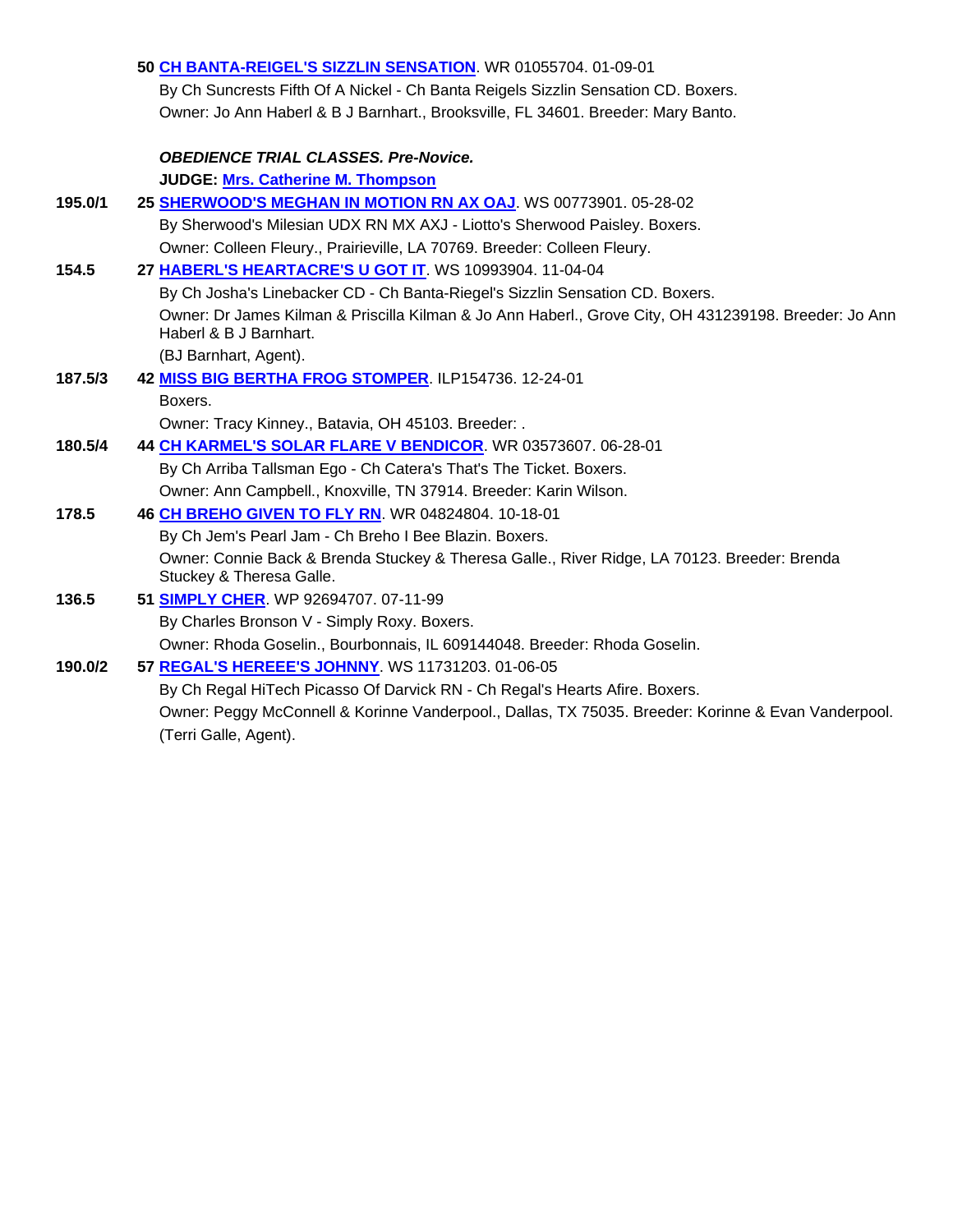**50 CH BANTA-REIGEL'S SIZZLIN SENSATION**. WR 01055704. 01-09-01
By Ch Suncrests Fifth Of A Nickel - Ch Banta Reigels Sizzlin Sensation CD. Boxers.
Owner: Jo Ann Haberl & B J Barnhart., Brooksville, FL 34601. Breeder: Mary Banto.

***OBEDIENCE TRIAL CLASSES. Pre-Novice.***

**JUDGE: Mrs. Catherine M. Thompson**

**195.0/1** **25 SHERWOOD'S MEGHAN IN MOTION RN AX OAJ**. WS 00773901. 05-28-02
By Sherwood's Milesian UDX RN MX AXJ - Liotto's Sherwood Paisley. Boxers.
Owner: Colleen Fleury., Prairieville, LA 70769. Breeder: Colleen Fleury.

**154.5** **27 HABERL'S HEARTACRE'S U GOT IT**. WS 10993904. 11-04-04
By Ch Josha's Linebacker CD - Ch Banta-Riegel's Sizzlin Sensation CD. Boxers.
Owner: Dr James Kilman & Priscilla Kilman & Jo Ann Haberl., Grove City, OH 431239198. Breeder: Jo Ann Haberl & B J Barnhart.
(BJ Barnhart, Agent).

**187.5/3** **42 MISS BIG BERTHA FROG STOMPER**. ILP154736. 12-24-01
Boxers.
Owner: Tracy Kinney., Batavia, OH 45103. Breeder: .

**180.5/4** **44 CH KARMEL'S SOLAR FLARE V BENDICOR**. WR 03573607. 06-28-01
By Ch Arriba Tallsman Ego - Ch Catera's That's The Ticket. Boxers.
Owner: Ann Campbell., Knoxville, TN 37914. Breeder: Karin Wilson.

**178.5** **46 CH BREHO GIVEN TO FLY RN**. WR 04824804. 10-18-01
By Ch Jem's Pearl Jam - Ch Breho I Bee Blazin. Boxers.
Owner: Connie Back & Brenda Stuckey & Theresa Galle., River Ridge, LA 70123. Breeder: Brenda Stuckey & Theresa Galle.

**136.5** **51 SIMPLY CHER**. WP 92694707. 07-11-99
By Charles Bronson V - Simply Roxy. Boxers.
Owner: Rhoda Goselin., Bourbonnais, IL 609144048. Breeder: Rhoda Goselin.

**190.0/2** **57 REGAL'S HEREEE'S JOHNNY**. WS 11731203. 01-06-05
By Ch Regal HiTech Picasso Of Darvick RN - Ch Regal's Hearts Afire. Boxers.
Owner: Peggy McConnell & Korinne Vanderpool., Dallas, TX 75035. Breeder: Korinne & Evan Vanderpool.
(Terri Galle, Agent).